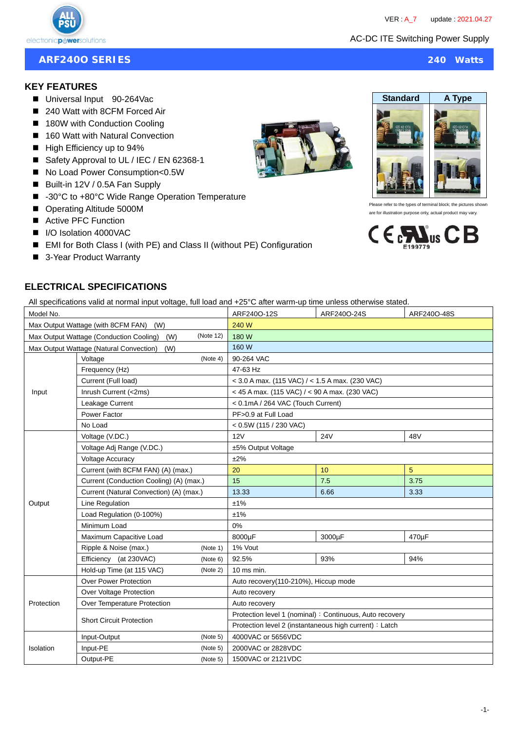VER : A_7 update : 2021.04.27

AC-DC ITE Switching Power Supply

# ARF240O SERIES — 240 Watts

## KEY FEATURES

- Universal Input 90-264Vac
- 240 Watt with 8CFM Forced Air
- 180W with Conduction Cooling
- 160 Watt with Natural Convection
- High Efficiency up to 94%
- Safety Approval to UL / IEC / EN 62368-1
- No Load Power Consumption<0.5W
- Built-in 12V / 0.5A Fan Supply
- -30°C to +80°C Wide Range Operation Temperature
- Operating Altitude 5000M
- Active PFC Function
- I/O Isolation 4000VAC
- EMI for Both Class I (with PE) and Class II (without PE) Configuration
- 3-Year Product Warranty

| Standard | A Type |
|---|---|

Please refer to the types of terminal block; the pictures shown are for illustration purpose only, actual product may vary.

E199779

## ELECTRICAL SPECIFICATIONS

All specifications valid at normal input voltage, full load and +25°C after warm-up time unless otherwise stated.

| Model No. | | | ARF240O-12S | ARF240O-24S | ARF240O-48S |
|---|---|---|---|---|---|
| Max Output Wattage (with 8CFM FAN) (W) | | | 240 W | | |
| Max Output Wattage (Conduction Cooling) (W) | | (Note 12) | 180 W | | |
| Max Output Wattage (Natural Convection) (W) | | | 160 W | | |
| Input | Voltage | (Note 4) | 90-264 VAC | | |
| | Frequency (Hz) | | 47-63 Hz | | |
| | Current (Full load) | | < 3.0 A max. (115 VAC) / < 1.5 A max. (230 VAC) | | |
| | Inrush Current (<2ms) | | < 45 A max. (115 VAC) / < 90 A max. (230 VAC) | | |
| | Leakage Current | | < 0.1mA / 264 VAC (Touch Current) | | |
| | Power Factor | | PF>0.9 at Full Load | | |
| | No Load | | < 0.5W (115 / 230 VAC) | | |
| Output | Voltage (V.DC.) | | 12V | 24V | 48V |
| | Voltage Adj Range (V.DC.) | | ±5% Output Voltage | | |
| | Voltage Accuracy | | ±2% | | |
| | Current (with 8CFM FAN) (A) (max.) | | 20 | 10 | 5 |
| | Current (Conduction Cooling) (A) (max.) | | 15 | 7.5 | 3.75 |
| | Current (Natural Convection) (A) (max.) | | 13.33 | 6.66 | 3.33 |
| | Line Regulation | | ±1% | | |
| | Load Regulation (0-100%) | | ±1% | | |
| | Minimum Load | | 0% | | |
| | Maximum Capacitive Load | | 8000µF | 3000µF | 470µF |
| | Ripple & Noise (max.) | (Note 1) | 1% Vout | | |
| | Efficiency (at 230VAC) | (Note 6) | 92.5% | 93% | 94% |
| | Hold-up Time (at 115 VAC) | (Note 2) | 10 ms min. | | |
| Protection | Over Power Protection | | Auto recovery(110-210%), Hiccup mode | | |
| | Over Voltage Protection | | Auto recovery | | |
| | Over Temperature Protection | | Auto recovery | | |
| | Short Circuit Protection | | Protection level 1 (nominal)：Continuous, Auto recovery | | |
| | | | Protection level 2 (instantaneous high current)：Latch | | |
| Isolation | Input-Output | (Note 5) | 4000VAC or 5656VDC | | |
| | Input-PE | (Note 5) | 2000VAC or 2828VDC | | |
| | Output-PE | (Note 5) | 1500VAC or 2121VDC | | |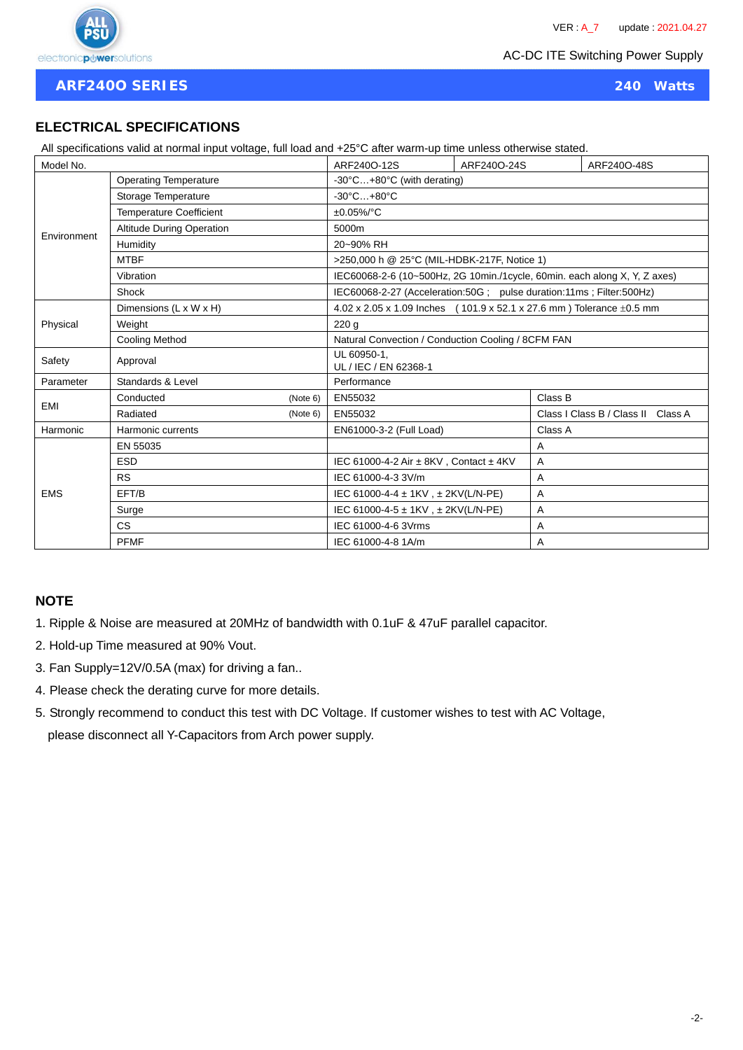# ARF240O SERIES

**240 Watts**

AC-DC ITE Switching Power Supply

## ELECTRICAL SPECIFICATIONS

All specifications valid at normal input voltage, full load and +25°C after warm-up time unless otherwise stated.

| Model No. | | ARF240O-12S | ARF240O-24S | ARF240O-48S |
|---|---|---|---|---|
| Environment | Operating Temperature | -30°C…+80°C (with derating) | | |
| | Storage Temperature | -30°C…+80°C | | |
| | Temperature Coefficient | ±0.05%/°C | | |
| | Altitude During Operation | 5000m | | |
| | Humidity | 20~90% RH | | |
| | MTBF | >250,000 h @ 25°C (MIL-HDBK-217F, Notice 1) | | |
| | Vibration | IEC60068-2-6 (10~500Hz, 2G 10min./1cycle, 60min. each along X, Y, Z axes) | | |
| | Shock | IEC60068-2-27 (Acceleration:50G ; pulse duration:11ms ; Filter:500Hz) | | |
| Physical | Dimensions (L x W x H) | 4.02 x 2.05 x 1.09 Inches ( 101.9 x 52.1 x 27.6 mm ) Tolerance ±0.5 mm | | |
| | Weight | 220 g | | |
| | Cooling Method | Natural Convection / Conduction Cooling / 8CFM FAN | | |
| Safety | Approval | UL 60950-1, UL / IEC / EN 62368-1 | | |
| Parameter | Standards & Level | Performance | | |
| EMI | Conducted (Note 6) | EN55032 | Class B | |
| | Radiated (Note 6) | EN55032 | Class I Class B / Class II Class A | |
| Harmonic | Harmonic currents | EN61000-3-2 (Full Load) | Class A | |
| EMS | EN 55035 | | A | |
| | ESD | IEC 61000-4-2 Air ± 8KV , Contact ± 4KV | A | |
| | RS | IEC 61000-4-3 3V/m | A | |
| | EFT/B | IEC 61000-4-4 ± 1KV , ± 2KV(L/N-PE) | A | |
| | Surge | IEC 61000-4-5 ± 1KV , ± 2KV(L/N-PE) | A | |
| | CS | IEC 61000-4-6 3Vrms | A | |
| | PFMF | IEC 61000-4-8 1A/m | A | |

## NOTE

1. Ripple & Noise are measured at 20MHz of bandwidth with 0.1uF & 47uF parallel capacitor.
2. Hold-up Time measured at 90% Vout.
3. Fan Supply=12V/0.5A (max) for driving a fan..
4. Please check the derating curve for more details.
5. Strongly recommend to conduct this test with DC Voltage. If customer wishes to test with AC Voltage, please disconnect all Y-Capacitors from Arch power supply.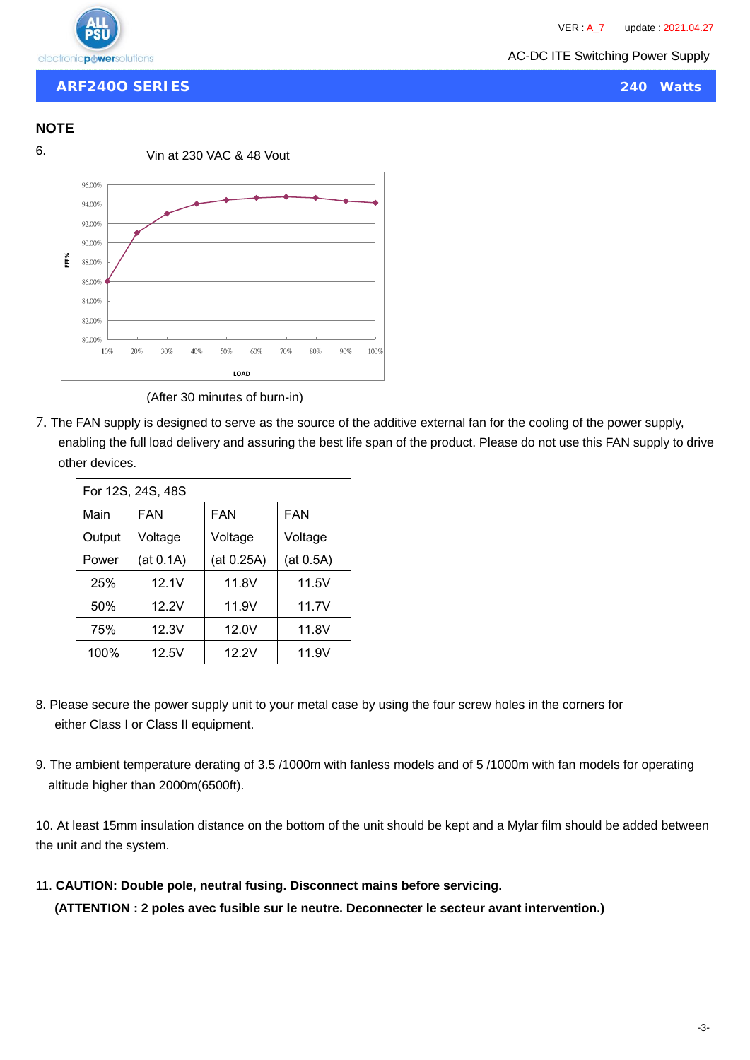## NOTE

6. Vin at 230 VAC & 48 Vout

(After 30 minutes of burn-in)

7. The FAN supply is designed to serve as the source of the additive external fan for the cooling of the power supply, enabling the full load delivery and assuring the best life span of the product. Please do not use this FAN supply to drive other devices.

| For 12S, 24S, 48S | | | |
|---|---|---|---|
| Main Output Power | FAN Voltage (at 0.1A) | FAN Voltage (at 0.25A) | FAN Voltage (at 0.5A) |
| 25% | 12.1V | 11.8V | 11.5V |
| 50% | 12.2V | 11.9V | 11.7V |
| 75% | 12.3V | 12.0V | 11.8V |
| 100% | 12.5V | 12.2V | 11.9V |

8. Please secure the power supply unit to your metal case by using the four screw holes in the corners for either Class I or Class II equipment.

9. The ambient temperature derating of 3.5 /1000m with fanless models and of 5 /1000m with fan models for operating altitude higher than 2000m(6500ft).

10. At least 15mm insulation distance on the bottom of the unit should be kept and a Mylar film should be added between the unit and the system.

11. **CAUTION: Double pole, neutral fusing. Disconnect mains before servicing.**
**(ATTENTION : 2 poles avec fusible sur le neutre. Deconnecter le secteur avant intervention.)**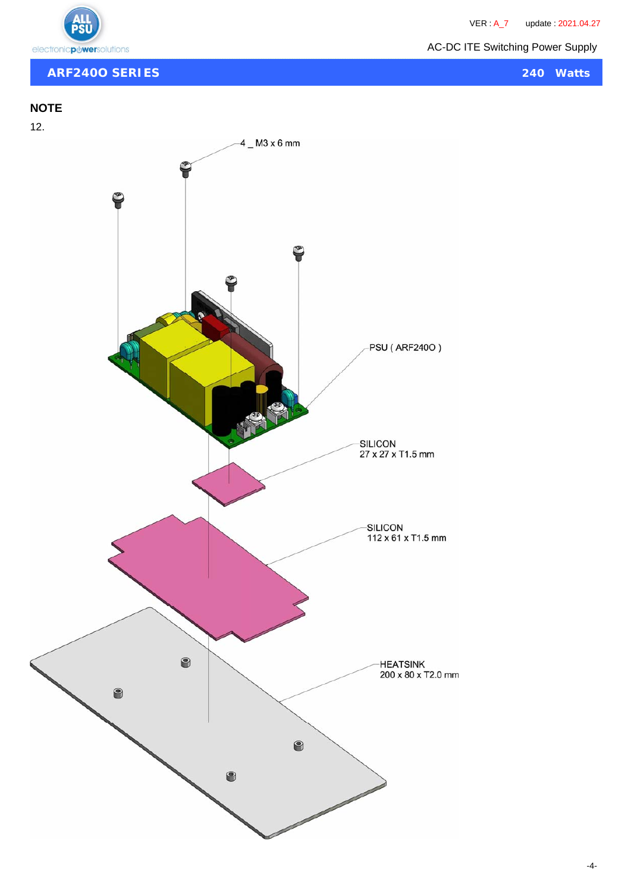## NOTE

12.

4 _ M3 x 6 mm

PSU ( ARF240O )

SILICON
27 x 27 x T1.5 mm

SILICON
112 x 61 x T1.5 mm

HEATSINK
200 x 80 x T2.0 mm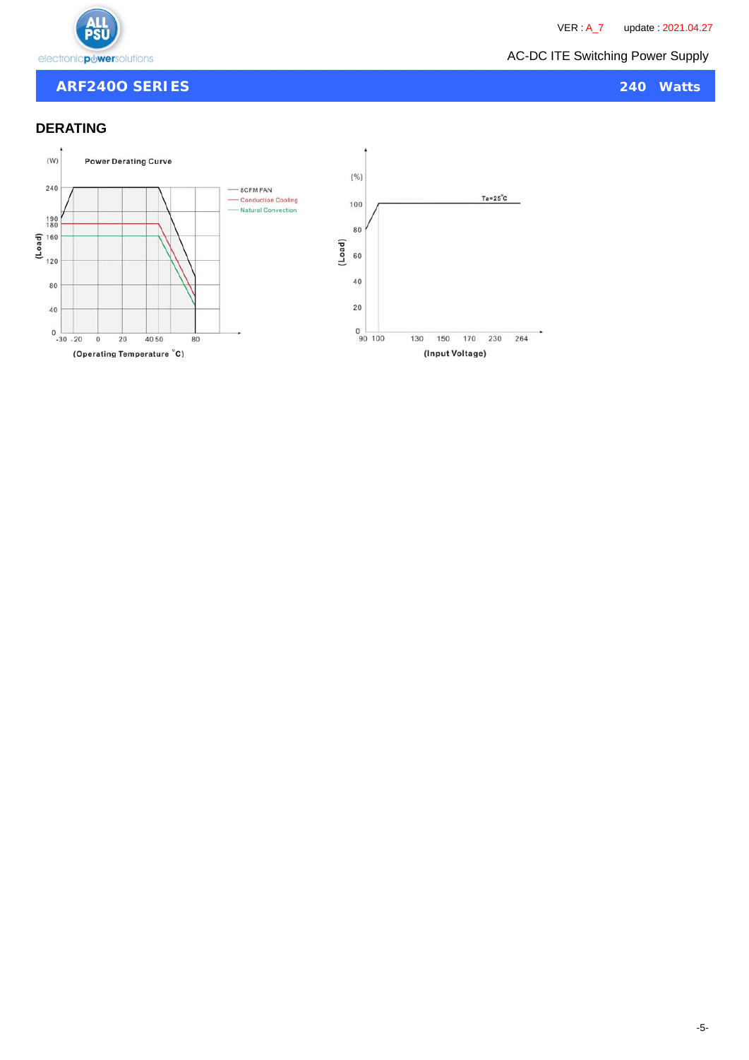## DERATING

(W)

Power Derating Curve

240

190
180
160

120

80

40

0

-30 -20 0 20 40 50 80

(Load)

(Operating Temperature °C)

8CFM FAN
Conduction Cooling
Natural Convection

(%)

100

80

60

40

20

0

90 100 130 150 170 230 264

(Load)

Ta=25°C

(Input Voltage)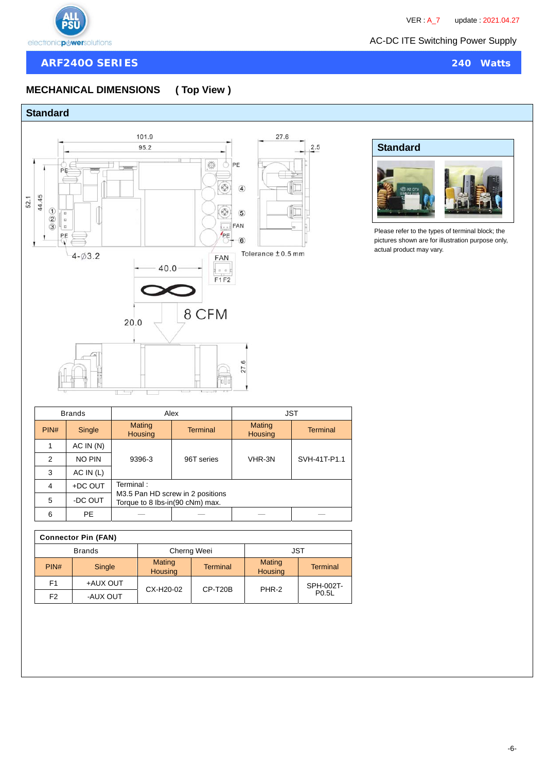VER : A_7 update : 2021.04.27

AC-DC ITE Switching Power Supply

## ARF2400 SERIES — 240 Watts

## MECHANICAL DIMENSIONS ( Top View )

### Standard

101.9
95.2
27.6
2.5
52.1
44.45
PE
PE
PE
FAN
4-Ø3.2
Tolerance ±0.5 mm
40.0
FAN
F1 F2
8 CFM
20.0
27.6

### Standard

Please refer to the types of terminal block; the pictures shown are for illustration purpose only, actual product may vary.

| Brands | | Alex | | JST | |
|---|---|---|---|---|---|
| PIN# | Single | Mating Housing | Terminal | Mating Housing | Terminal |
| 1 | AC IN (N) | 9396-3 | 96T series | VHR-3N | SVH-41T-P1.1 |
| 2 | NO PIN | | | | |
| 3 | AC IN (L) | | | | |
| 4 | +DC OUT | Terminal : M3.5 Pan HD screw in 2 positions Torque to 8 lbs-in(90 cNm) max. | | | |
| 5 | -DC OUT | | | | |
| 6 | PE | — | — | — | — |

**Connector Pin (FAN)**

| Brands | | Cherng Weei | | JST | |
|---|---|---|---|---|---|
| PIN# | Single | Mating Housing | Terminal | Mating Housing | Terminal |
| F1 | +AUX OUT | CX-H20-02 | CP-T20B | PHR-2 | SPH-002T-P0.5L |
| F2 | -AUX OUT | | | | |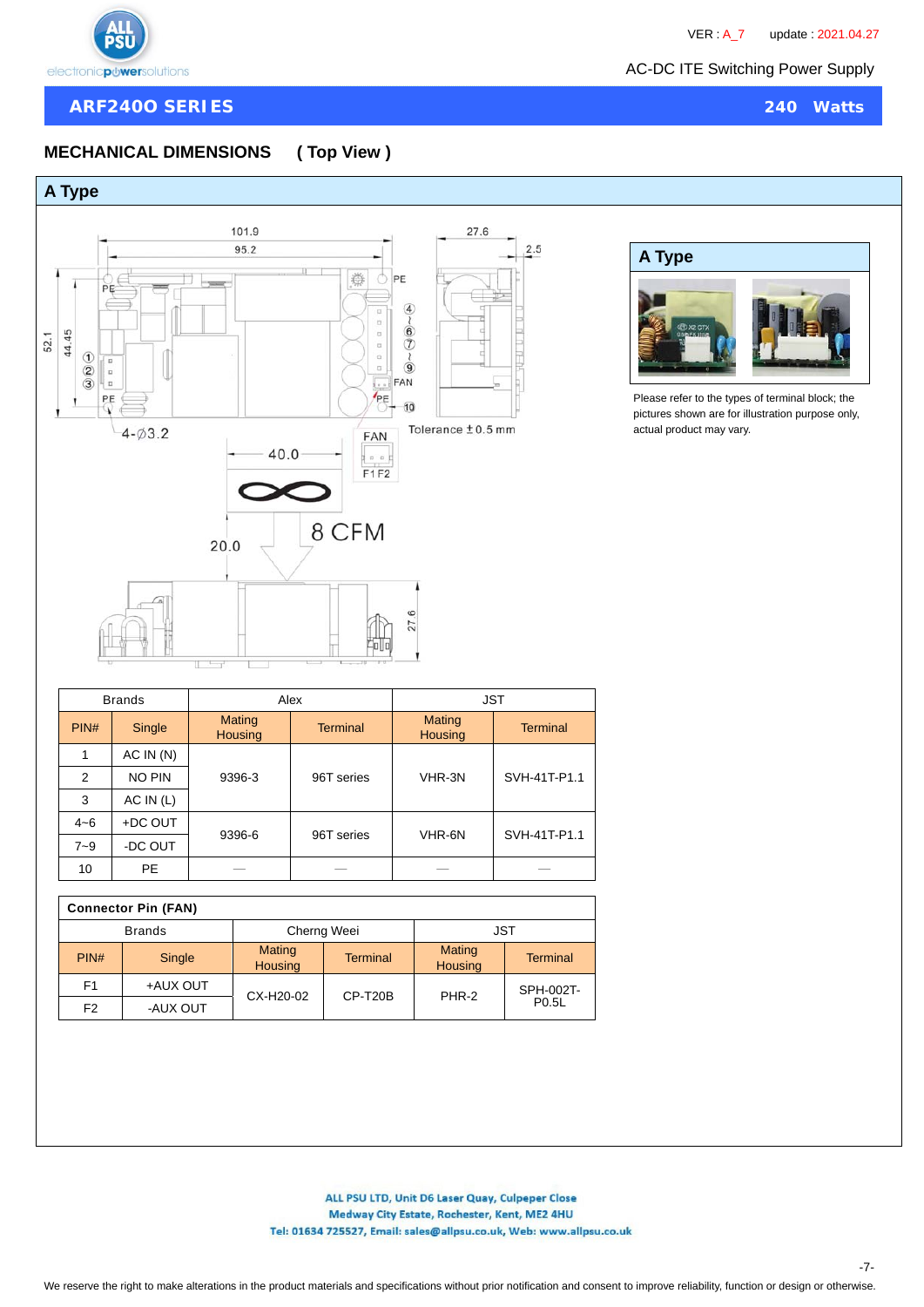## MECHANICAL DIMENSIONS ( Top View )

### A Type

101.9
95.2
27.6
2.5
52.1
44.45
PE
PE
PE
PE
①
②
③
④
~
⑥
⑦
~
⑨
⑩
FAN
4-Ø3.2
Tolerance ±0.5 mm
40.0
FAN
F1 F2
8 CFM
20.0
27.6

**A Type**

Please refer to the types of terminal block; the pictures shown are for illustration purpose only, actual product may vary.

| Brands | | Alex | | JST | |
|---|---|---|---|---|---|
| PIN# | Single | Mating Housing | Terminal | Mating Housing | Terminal |
| 1 | AC IN (N) | 9396-3 | 96T series | VHR-3N | SVH-41T-P1.1 |
| 2 | NO PIN | | | | |
| 3 | AC IN (L) | | | | |
| 4~6 | +DC OUT | 9396-6 | 96T series | VHR-6N | SVH-41T-P1.1 |
| 7~9 | -DC OUT | | | | |
| 10 | PE | — | — | — | — |

**Connector Pin (FAN)**

| Brands | | Cherng Weei | | JST | |
|---|---|---|---|---|---|
| PIN# | Single | Mating Housing | Terminal | Mating Housing | Terminal |
| F1 | +AUX OUT | CX-H20-02 | CP-T20B | PHR-2 | SPH-002T-P0.5L |
| F2 | -AUX OUT | | | | |

ALL PSU LTD, Unit D6 Laser Quay, Culpeper Close
Medway City Estate, Rochester, Kent, ME2 4HU
Tel: 01634 725527, Email: sales@allpsu.co.uk, Web: www.allpsu.co.uk

We reserve the right to make alterations in the product materials and specifications without prior notification and consent to improve reliability, function or design or otherwise.